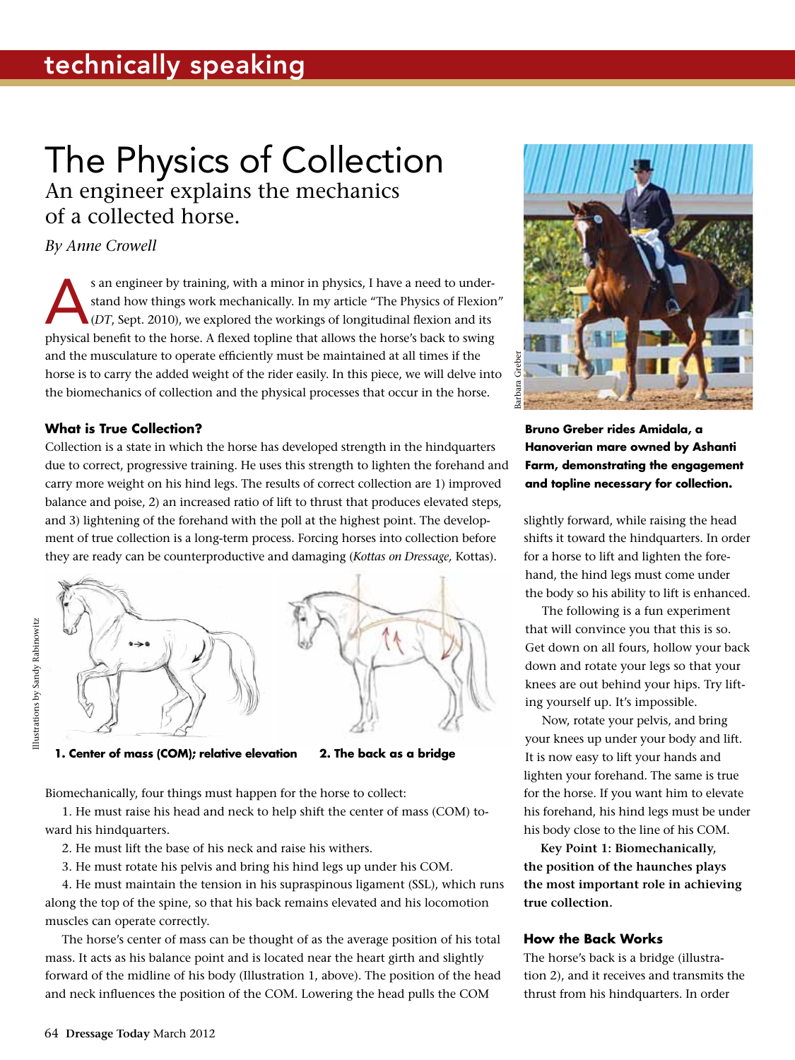# The Physics of Collection

## An engineer explains the mechanics of a collected horse.

*By Anne Crowell*

As an engineer by training, with a minor in physics, I have a need to understand how things work mechanically. In my article "The Physics of Flexion" (*DT*, Sept. 2010), we explored the workings of longitudinal flexion and its physical benefit to the horse. A flexed topline that allows the horse's back to swing and the musculature to operate efficiently must be maintained at all times if the horse is to carry the added weight of the rider easily. In this piece, we will delve into the biomechanics of collection and the physical processes that occur in the horse.

### What is True Collection?

Collection is a state in which the horse has developed strength in the hindquarters due to correct, progressive training. He uses this strength to lighten the forehand and carry more weight on his hind legs. The results of correct collection are 1) improved balance and poise, 2) an increased ratio of lift to thrust that produces elevated steps, and 3) lightening of the forehand with the poll at the highest point. The development of true collection is a long-term process. Forcing horses into collection before they are ready can be counterproductive and damaging (*Kottas on Dressage,* Kottas).

Illustrations by Sandy Rabinowitz

**1. Center of mass (COM); relative elevation**

**2. The back as a bridge**

Biomechanically, four things must happen for the horse to collect:

1. He must raise his head and neck to help shift the center of mass (COM) toward his hindquarters.
2. He must lift the base of his neck and raise his withers.
3. He must rotate his pelvis and bring his hind legs up under his COM.
4. He must maintain the tension in his supraspinous ligament (SSL), which runs along the top of the spine, so that his back remains elevated and his locomotion muscles can operate correctly.

The horse's center of mass can be thought of as the average position of his total mass. It acts as his balance point and is located near the heart girth and slightly forward of the midline of his body (Illustration 1, above). The position of the head and neck influences the position of the COM. Lowering the head pulls the COM slightly forward, while raising the head shifts it toward the hindquarters. In order for a horse to lift and lighten the forehand, the hind legs must come under the body so his ability to lift is enhanced.

Barbara Greber

**Bruno Greber rides Amidala, a Hanoverian mare owned by Ashanti Farm, demonstrating the engagement and topline necessary for collection.**

The following is a fun experiment that will convince you that this is so. Get down on all fours, hollow your back down and rotate your legs so that your knees are out behind your hips. Try lifting yourself up. It's impossible.

Now, rotate your pelvis, and bring your knees up under your body and lift. It is now easy to lift your hands and lighten your forehand. The same is true for the horse. If you want him to elevate his forehand, his hind legs must be under his body close to the line of his COM.

**Key Point 1: Biomechanically, the position of the haunches plays the most important role in achieving true collection.**

### How the Back Works

The horse's back is a bridge (illustration 2), and it receives and transmits the thrust from his hindquarters. In order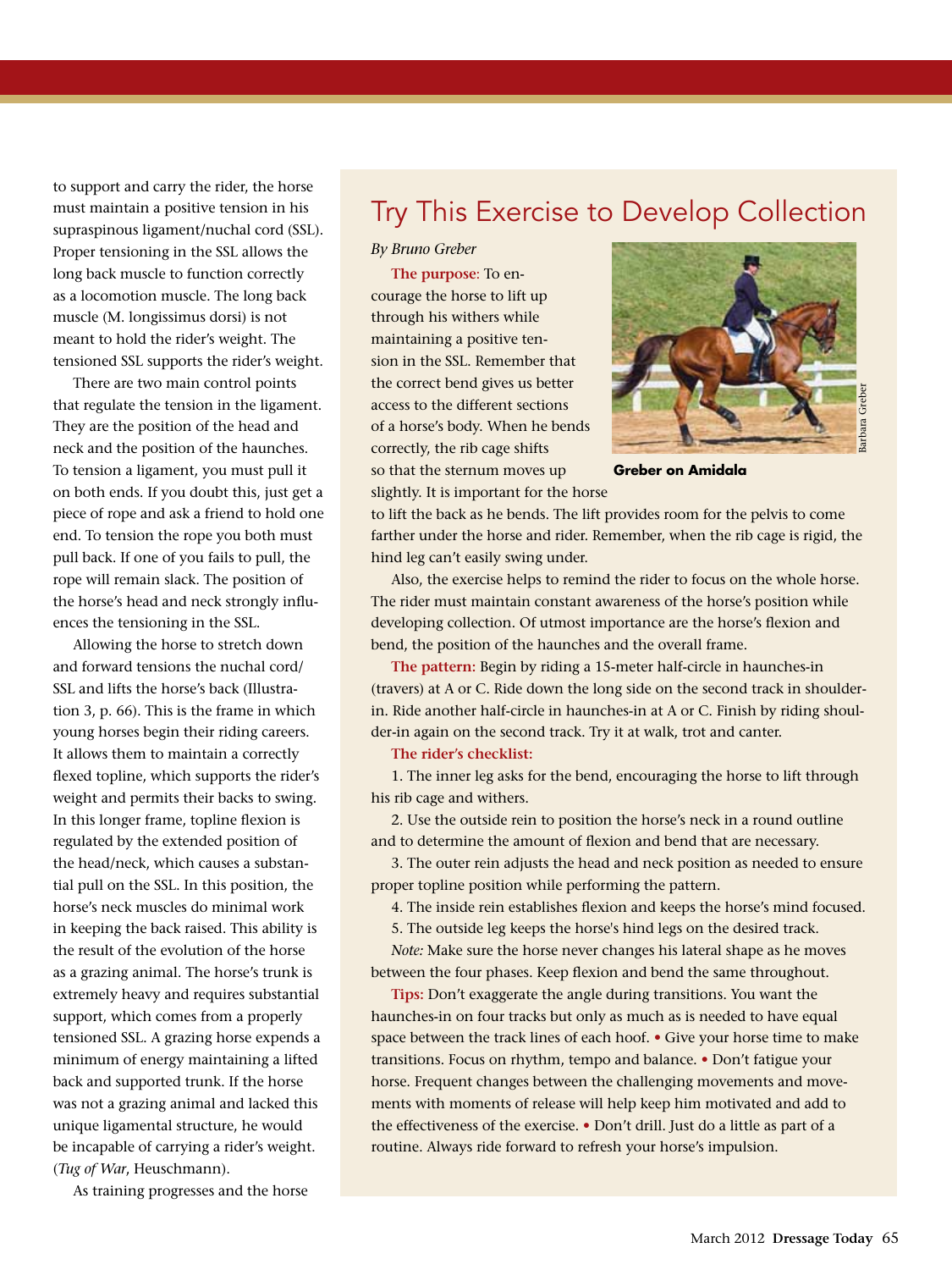to support and carry the rider, the horse must maintain a positive tension in his supraspinous ligament/nuchal cord (SSL). Proper tensioning in the SSL allows the long back muscle to function correctly as a locomotion muscle. The long back muscle (M. longissimus dorsi) is not meant to hold the rider's weight. The tensioned SSL supports the rider's weight.

There are two main control points that regulate the tension in the ligament. They are the position of the head and neck and the position of the haunches. To tension a ligament, you must pull it on both ends. If you doubt this, just get a piece of rope and ask a friend to hold one end. To tension the rope you both must pull back. If one of you fails to pull, the rope will remain slack. The position of the horse's head and neck strongly influences the tensioning in the SSL.

Allowing the horse to stretch down and forward tensions the nuchal cord/SSL and lifts the horse's back (Illustration 3, p. 66). This is the frame in which young horses begin their riding careers. It allows them to maintain a correctly flexed topline, which supports the rider's weight and permits their backs to swing. In this longer frame, topline flexion is regulated by the extended position of the head/neck, which causes a substantial pull on the SSL. In this position, the horse's neck muscles do minimal work in keeping the back raised. This ability is the result of the evolution of the horse as a grazing animal. The horse's trunk is extremely heavy and requires substantial support, which comes from a properly tensioned SSL. A grazing horse expends a minimum of energy maintaining a lifted back and supported trunk. If the horse was not a grazing animal and lacked this unique ligamental structure, he would be incapable of carrying a rider's weight. (*Tug of War*, Heuschmann).

As training progresses and the horse

## Try This Exercise to Develop Collection

*By Bruno Greber*

**The purpose:** To encourage the horse to lift up through his withers while maintaining a positive tension in the SSL. Remember that the correct bend gives us better access to the different sections of a horse's body. When he bends correctly, the rib cage shifts so that the sternum moves up slightly. It is important for the horse to lift the back as he bends. The lift provides room for the pelvis to come farther under the horse and rider. Remember, when the rib cage is rigid, the hind leg can't easily swing under.

Barbara Greber

**Greber on Amidala**

Also, the exercise helps to remind the rider to focus on the whole horse. The rider must maintain constant awareness of the horse's position while developing collection. Of utmost importance are the horse's flexion and bend, the position of the haunches and the overall frame.

**The pattern:** Begin by riding a 15-meter half-circle in haunches-in (travers) at A or C. Ride down the long side on the second track in shoulder-in. Ride another half-circle in haunches-in at A or C. Finish by riding shoulder-in again on the second track. Try it at walk, trot and canter.

**The rider's checklist:**

1. The inner leg asks for the bend, encouraging the horse to lift through his rib cage and withers.
2. Use the outside rein to position the horse's neck in a round outline and to determine the amount of flexion and bend that are necessary.
3. The outer rein adjusts the head and neck position as needed to ensure proper topline position while performing the pattern.
4. The inside rein establishes flexion and keeps the horse's mind focused.
5. The outside leg keeps the horse's hind legs on the desired track.

*Note:* Make sure the horse never changes his lateral shape as he moves between the four phases. Keep flexion and bend the same throughout.

**Tips:** Don't exaggerate the angle during transitions. You want the haunches-in on four tracks but only as much as is needed to have equal space between the track lines of each hoof. • Give your horse time to make transitions. Focus on rhythm, tempo and balance. • Don't fatigue your horse. Frequent changes between the challenging movements and movements with moments of release will help keep him motivated and add to the effectiveness of the exercise. • Don't drill. Just do a little as part of a routine. Always ride forward to refresh your horse's impulsion.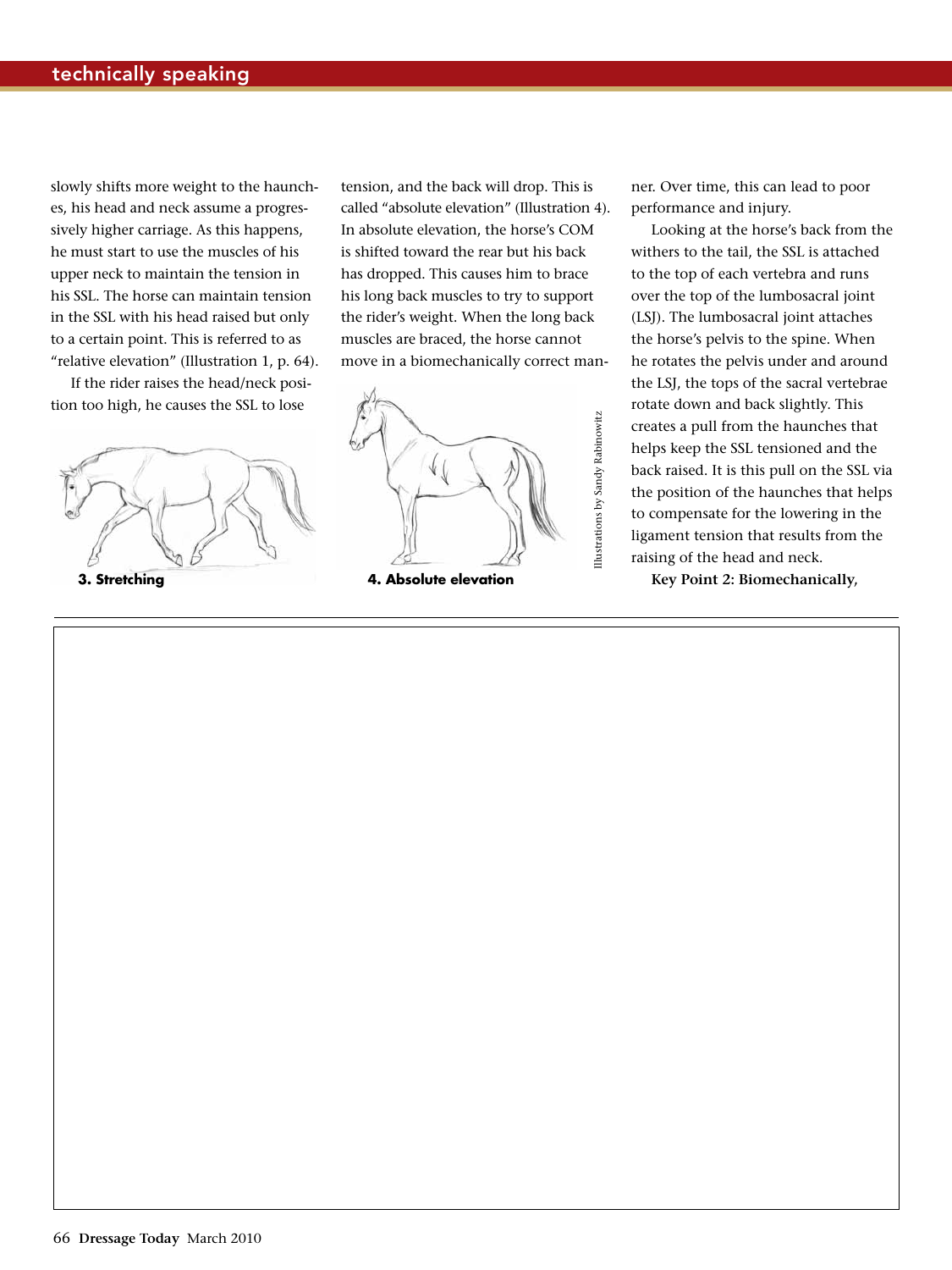slowly shifts more weight to the haunches, his head and neck assume a progressively higher carriage. As this happens, he must start to use the muscles of his upper neck to maintain the tension in his SSL. The horse can maintain tension in the SSL with his head raised but only to a certain point. This is referred to as "relative elevation" (Illustration 1, p. 64).

If the rider raises the head/neck position too high, he causes the SSL to lose tension, and the back will drop. This is called "absolute elevation" (Illustration 4). In absolute elevation, the horse's COM is shifted toward the rear but his back has dropped. This causes him to brace his long back muscles to try to support the rider's weight. When the long back muscles are braced, the horse cannot move in a biomechanically correct manner. Over time, this can lead to poor performance and injury.

**3. Stretching**

**4. Absolute elevation**

Illustrations by Sandy Rabinowitz

Looking at the horse's back from the withers to the tail, the SSL is attached to the top of each vertebra and runs over the top of the lumbosacral joint (LSJ). The lumbosacral joint attaches the horse's pelvis to the spine. When he rotates the pelvis under and around the LSJ, the tops of the sacral vertebrae rotate down and back slightly. This creates a pull from the haunches that helps keep the SSL tensioned and the back raised. It is this pull on the SSL via the position of the haunches that helps to compensate for the lowering in the ligament tension that results from the raising of the head and neck.

**Key Point 2: Biomechanically,**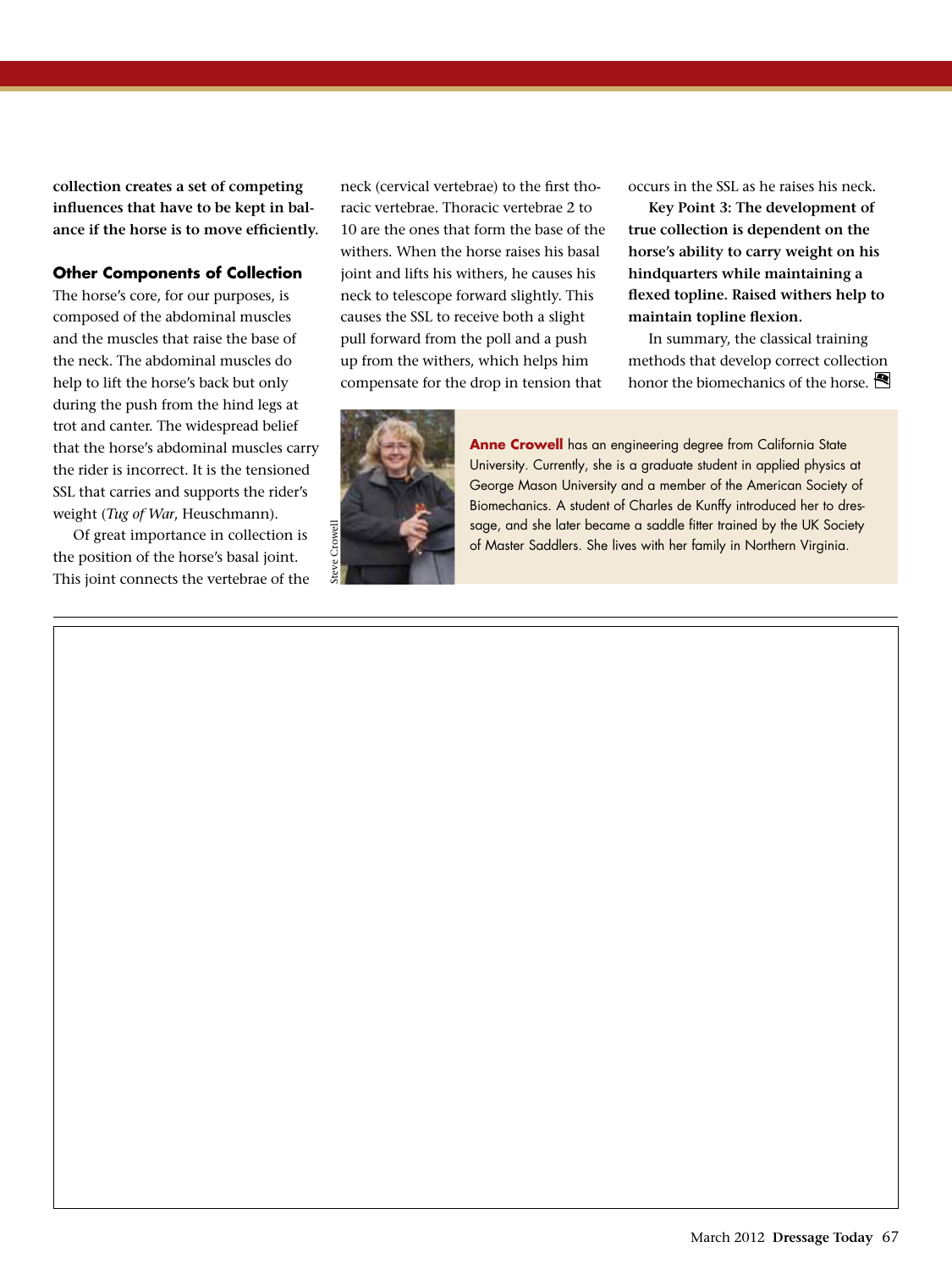**collection creates a set of competing influences that have to be kept in balance if the horse is to move efficiently.**

### Other Components of Collection

The horse's core, for our purposes, is composed of the abdominal muscles and the muscles that raise the base of the neck. The abdominal muscles do help to lift the horse's back but only during the push from the hind legs at trot and canter. The widespread belief that the horse's abdominal muscles carry the rider is incorrect. It is the tensioned SSL that carries and supports the rider's weight (*Tug of War*, Heuschmann).

Of great importance in collection is the position of the horse's basal joint. This joint connects the vertebrae of the neck (cervical vertebrae) to the first thoracic vertebrae. Thoracic vertebrae 2 to 10 are the ones that form the base of the withers. When the horse raises his basal joint and lifts his withers, he causes his neck to telescope forward slightly. This causes the SSL to receive both a slight pull forward from the poll and a push up from the withers, which helps him compensate for the drop in tension that occurs in the SSL as he raises his neck.

**Key Point 3: The development of true collection is dependent on the horse's ability to carry weight on his hindquarters while maintaining a flexed topline. Raised withers help to maintain topline flexion.**

In summary, the classical training methods that develop correct collection honor the biomechanics of the horse.

Steve Crowell

**Anne Crowell** has an engineering degree from California State University. Currently, she is a graduate student in applied physics at George Mason University and a member of the American Society of Biomechanics. A student of Charles de Kunffy introduced her to dressage, and she later became a saddle fitter trained by the UK Society of Master Saddlers. She lives with her family in Northern Virginia.